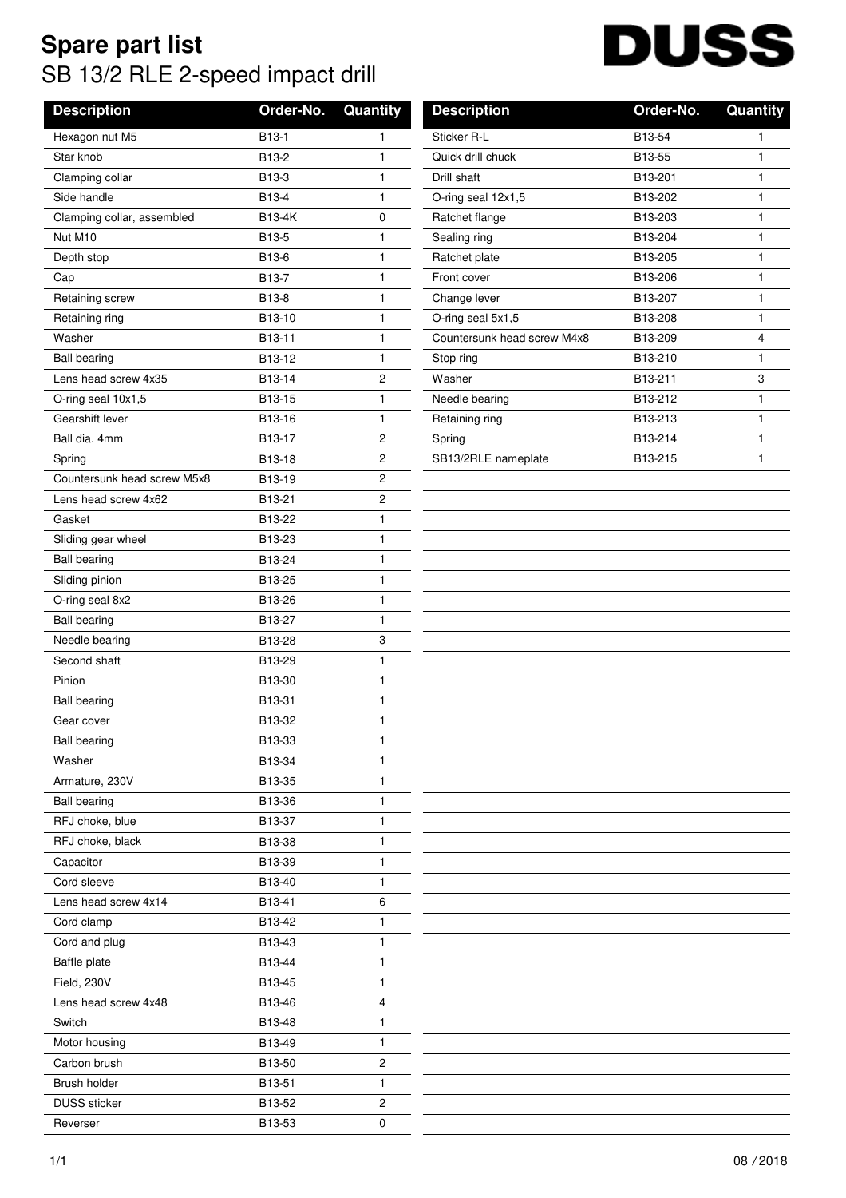# Spare part list

## SB 13/2 RLE 2-speed impact drill

DUSS

| Description | Order-No. | Quantity |
|---|---|---|
| Hexagon nut M5 | B13-1 | 1 |
| Star knob | B13-2 | 1 |
| Clamping collar | B13-3 | 1 |
| Side handle | B13-4 | 1 |
| Clamping collar, assembled | B13-4K | 0 |
| Nut M10 | B13-5 | 1 |
| Depth stop | B13-6 | 1 |
| Cap | B13-7 | 1 |
| Retaining screw | B13-8 | 1 |
| Retaining ring | B13-10 | 1 |
| Washer | B13-11 | 1 |
| Ball bearing | B13-12 | 1 |
| Lens head screw 4x35 | B13-14 | 2 |
| O-ring seal 10x1,5 | B13-15 | 1 |
| Gearshift lever | B13-16 | 1 |
| Ball dia. 4mm | B13-17 | 2 |
| Spring | B13-18 | 2 |
| Countersunk head screw M5x8 | B13-19 | 2 |
| Lens head screw 4x62 | B13-21 | 2 |
| Gasket | B13-22 | 1 |
| Sliding gear wheel | B13-23 | 1 |
| Ball bearing | B13-24 | 1 |
| Sliding pinion | B13-25 | 1 |
| O-ring seal 8x2 | B13-26 | 1 |
| Ball bearing | B13-27 | 1 |
| Needle bearing | B13-28 | 3 |
| Second shaft | B13-29 | 1 |
| Pinion | B13-30 | 1 |
| Ball bearing | B13-31 | 1 |
| Gear cover | B13-32 | 1 |
| Ball bearing | B13-33 | 1 |
| Washer | B13-34 | 1 |
| Armature, 230V | B13-35 | 1 |
| Ball bearing | B13-36 | 1 |
| RFJ choke, blue | B13-37 | 1 |
| RFJ choke, black | B13-38 | 1 |
| Capacitor | B13-39 | 1 |
| Cord sleeve | B13-40 | 1 |
| Lens head screw 4x14 | B13-41 | 6 |
| Cord clamp | B13-42 | 1 |
| Cord and plug | B13-43 | 1 |
| Baffle plate | B13-44 | 1 |
| Field, 230V | B13-45 | 1 |
| Lens head screw 4x48 | B13-46 | 4 |
| Switch | B13-48 | 1 |
| Motor housing | B13-49 | 1 |
| Carbon brush | B13-50 | 2 |
| Brush holder | B13-51 | 1 |
| DUSS sticker | B13-52 | 2 |
| Reverser | B13-53 | 0 |
| Sticker R-L | B13-54 | 1 |
| Quick drill chuck | B13-55 | 1 |
| Drill shaft | B13-201 | 1 |
| O-ring seal 12x1,5 | B13-202 | 1 |
| Ratchet flange | B13-203 | 1 |
| Sealing ring | B13-204 | 1 |
| Ratchet plate | B13-205 | 1 |
| Front cover | B13-206 | 1 |
| Change lever | B13-207 | 1 |
| O-ring seal 5x1,5 | B13-208 | 1 |
| Countersunk head screw M4x8 | B13-209 | 4 |
| Stop ring | B13-210 | 1 |
| Washer | B13-211 | 3 |
| Needle bearing | B13-212 | 1 |
| Retaining ring | B13-213 | 1 |
| Spring | B13-214 | 1 |
| SB13/2RLE nameplate | B13-215 | 1 |

08 / 2018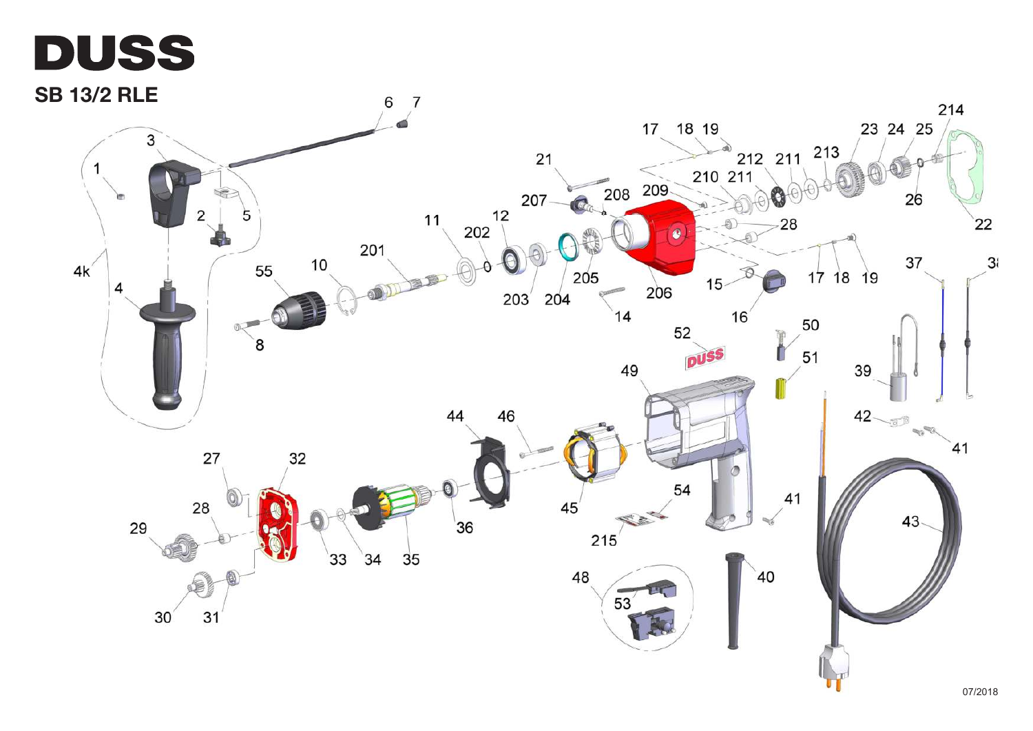# DUSS

## SB 13/2 RLE

1 2 3 4 4k 5 6 7 8 10 11 12 14 15 16 17 18 19 21 22 23 24 25 26 27 28 29 30 31 32 33 34 35 36 37 38 39 40 41 42 43 44 45 46 48 49 50 51 52 53 54 55 201 202 203 204 205 206 207 208 209 210 211 212 213 214 215

07/2018